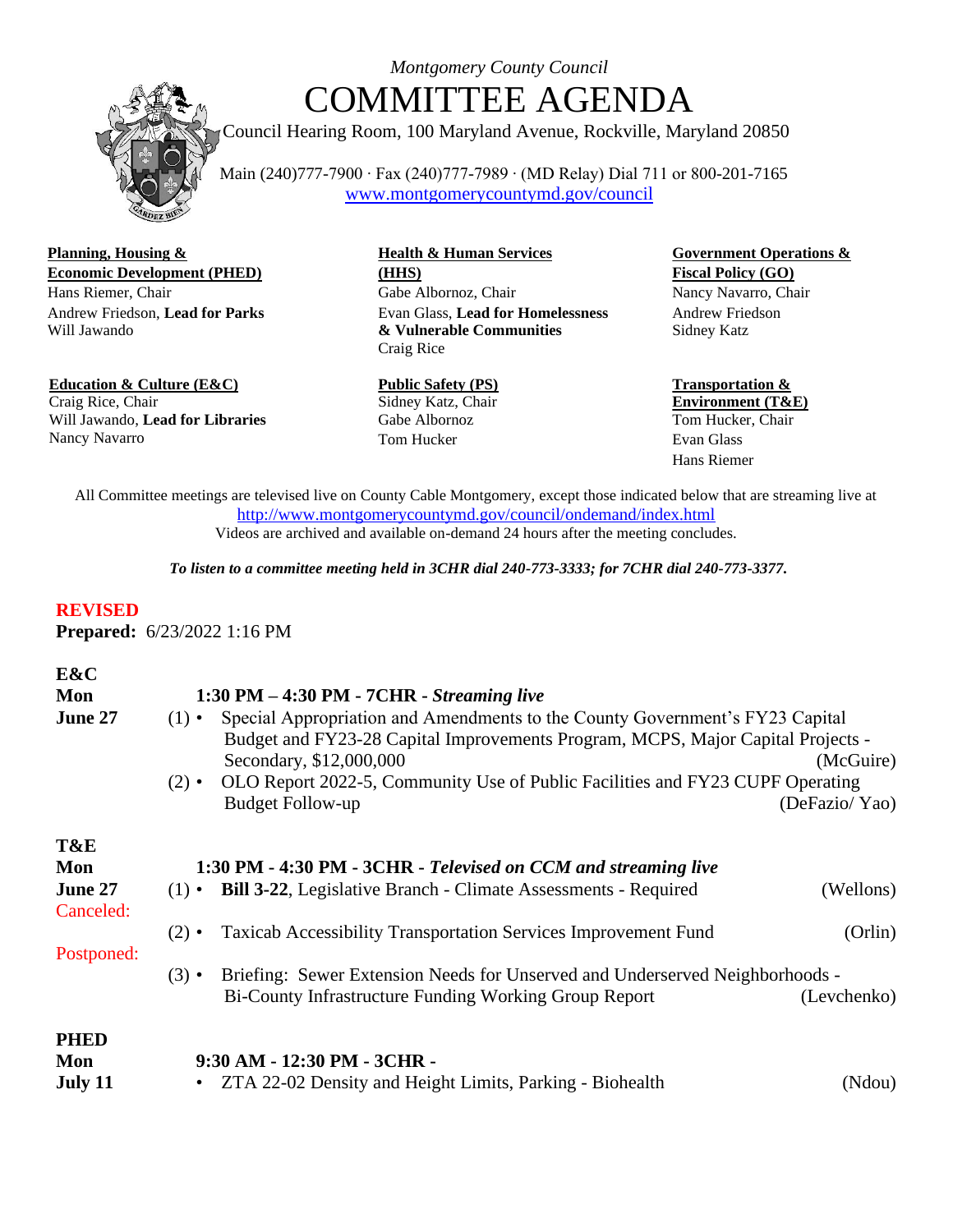*Montgomery County Council*

# COMMITTEE AGENDA

Council Hearing Room, 100 Maryland Avenue, Rockville, Maryland 20850

Main (240)777-7900 · Fax (240)777-7989 · (MD Relay) Dial 711 or 800-201-7165
www.montgomerycountymd.gov/council

**Planning, Housing & Economic Development (PHED)**
Hans Riemer, Chair
Andrew Friedson, **Lead for Parks**
Will Jawando

**Health & Human Services (HHS)**
Gabe Albornoz, Chair
Evan Glass, **Lead for Homelessness & Vulnerable Communities**
Craig Rice

**Government Operations & Fiscal Policy (GO)**
Nancy Navarro, Chair
Andrew Friedson
Sidney Katz

**Education & Culture (E&C)**
Craig Rice, Chair
Will Jawando, **Lead for Libraries**
Nancy Navarro

**Public Safety (PS)**
Sidney Katz, Chair
Gabe Albornoz
Tom Hucker

**Transportation & Environment (T&E)**
Tom Hucker, Chair
Evan Glass
Hans Riemer

All Committee meetings are televised live on County Cable Montgomery, except those indicated below that are streaming live at http://www.montgomerycountymd.gov/council/ondemand/index.html
Videos are archived and available on-demand 24 hours after the meeting concludes.

***To listen to a committee meeting held in 3CHR dial 240-773-3333; for 7CHR dial 240-773-3377.***

**REVISED**
**Prepared:** 6/23/2022 1:16 PM

**E&C**
**Mon**
**June 27**

**1:30 PM – 4:30 PM - 7CHR - *Streaming live***

(1) • Special Appropriation and Amendments to the County Government's FY23 Capital Budget and FY23-28 Capital Improvements Program, MCPS, Major Capital Projects - Secondary, $12,000,000 (McGuire)

(2) • OLO Report 2022-5, Community Use of Public Facilities and FY23 CUPF Operating Budget Follow-up (DeFazio/ Yao)

**T&E**
**Mon**
**June 27**

**1:30 PM - 4:30 PM - 3CHR - *Televised on CCM and streaming live***

(1) • **Bill 3-22**, Legislative Branch - Climate Assessments - Required (Wellons)

Canceled:
(2) • Taxicab Accessibility Transportation Services Improvement Fund (Orlin)

Postponed:
(3) • Briefing: Sewer Extension Needs for Unserved and Underserved Neighborhoods - Bi-County Infrastructure Funding Working Group Report (Levchenko)

**PHED**
**Mon**
**July 11**

**9:30 AM - 12:30 PM - 3CHR -**

• ZTA 22-02 Density and Height Limits, Parking - Biohealth (Ndou)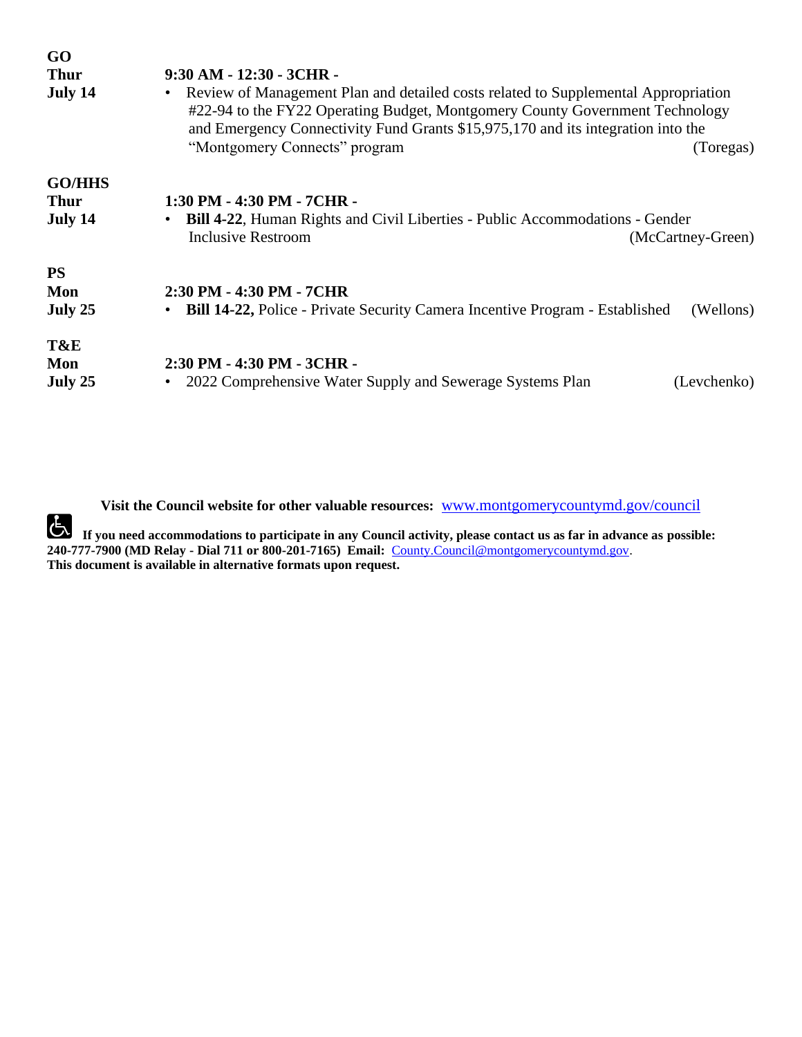**GO**
**Thur**
**July 14**

**9:30 AM - 12:30 - 3CHR -**

- Review of Management Plan and detailed costs related to Supplemental Appropriation #22-94 to the FY22 Operating Budget, Montgomery County Government Technology and Emergency Connectivity Fund Grants $15,975,170 and its integration into the "Montgomery Connects" program (Toregas)

**GO/HHS**
**Thur**
**July 14**

**1:30 PM - 4:30 PM - 7CHR -**

- **Bill 4-22**, Human Rights and Civil Liberties - Public Accommodations - Gender Inclusive Restroom (McCartney-Green)

**PS**
**Mon**
**July 25**

**2:30 PM - 4:30 PM - 7CHR**

- **Bill 14-22,** Police - Private Security Camera Incentive Program - Established (Wellons)

**T&E**
**Mon**
**July 25**

**2:30 PM - 4:30 PM - 3CHR -**

- 2022 Comprehensive Water Supply and Sewerage Systems Plan (Levchenko)

**Visit the Council website for other valuable resources:** www.montgomerycountymd.gov/council

**If you need accommodations to participate in any Council activity, please contact us as far in advance as possible: 240-777-7900 (MD Relay - Dial 711 or 800-201-7165) Email:** County.Council@montgomerycountymd.gov.
**This document is available in alternative formats upon request.**